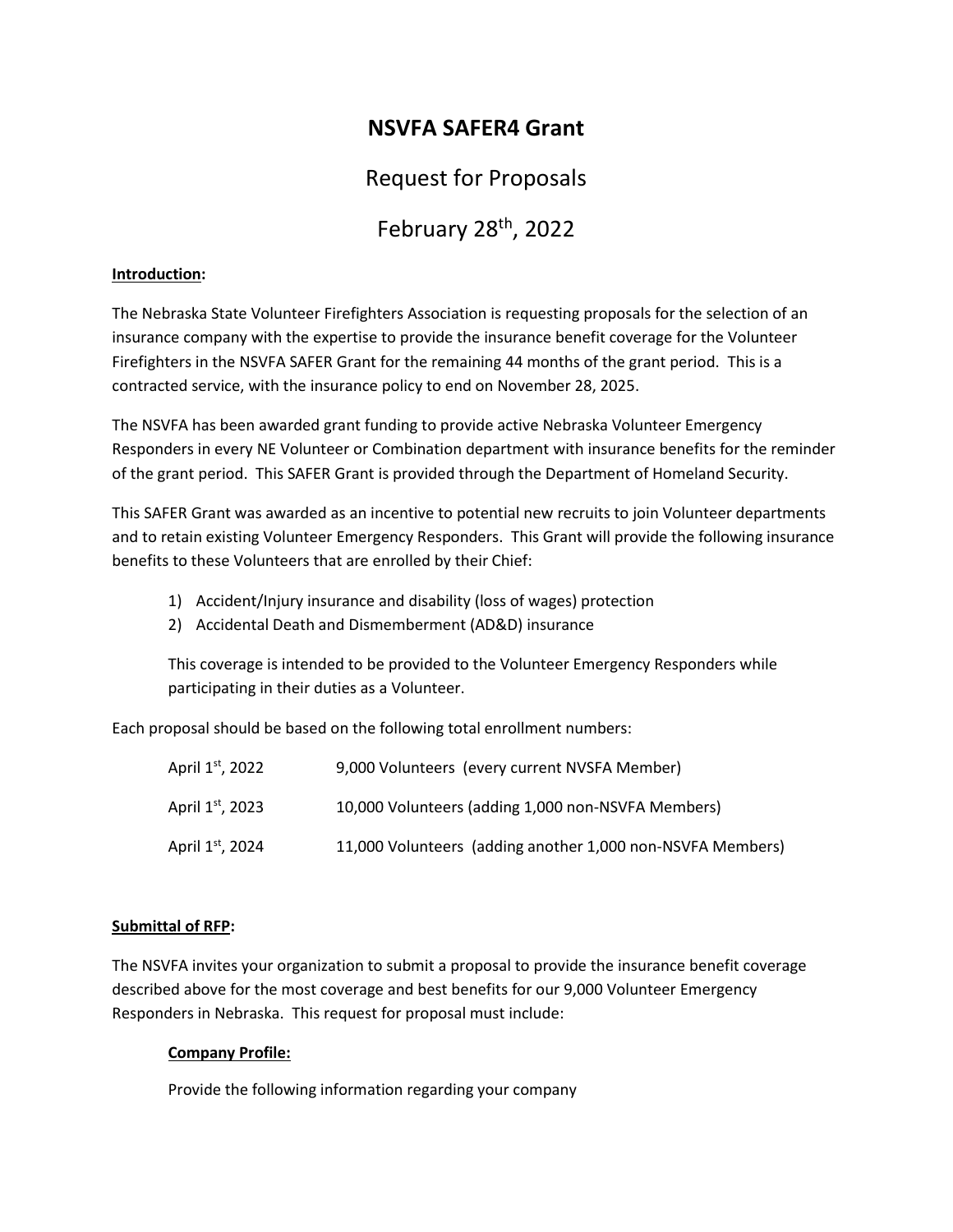# NSVFA SAFER4 Grant

## Request for Proposals

## February 28th, 2022

**Introduction:**

The Nebraska State Volunteer Firefighters Association is requesting proposals for the selection of an insurance company with the expertise to provide the insurance benefit coverage for the Volunteer Firefighters in the NSVFA SAFER Grant for the remaining 44 months of the grant period. This is a contracted service, with the insurance policy to end on November 28, 2025.

The NSVFA has been awarded grant funding to provide active Nebraska Volunteer Emergency Responders in every NE Volunteer or Combination department with insurance benefits for the reminder of the grant period. This SAFER Grant is provided through the Department of Homeland Security.

This SAFER Grant was awarded as an incentive to potential new recruits to join Volunteer departments and to retain existing Volunteer Emergency Responders. This Grant will provide the following insurance benefits to these Volunteers that are enrolled by their Chief:

1) Accident/Injury insurance and disability (loss of wages) protection
2) Accidental Death and Dismemberment (AD&D) insurance

This coverage is intended to be provided to the Volunteer Emergency Responders while participating in their duties as a Volunteer.

Each proposal should be based on the following total enrollment numbers:

| | |
|---|---|
| April 1st, 2022 | 9,000 Volunteers (every current NVSFA Member) |
| April 1st, 2023 | 10,000 Volunteers (adding 1,000 non-NSVFA Members) |
| April 1st, 2024 | 11,000 Volunteers (adding another 1,000 non-NSVFA Members) |

**Submittal of RFP:**

The NSVFA invites your organization to submit a proposal to provide the insurance benefit coverage described above for the most coverage and best benefits for our 9,000 Volunteer Emergency Responders in Nebraska. This request for proposal must include:

**Company Profile:**

Provide the following information regarding your company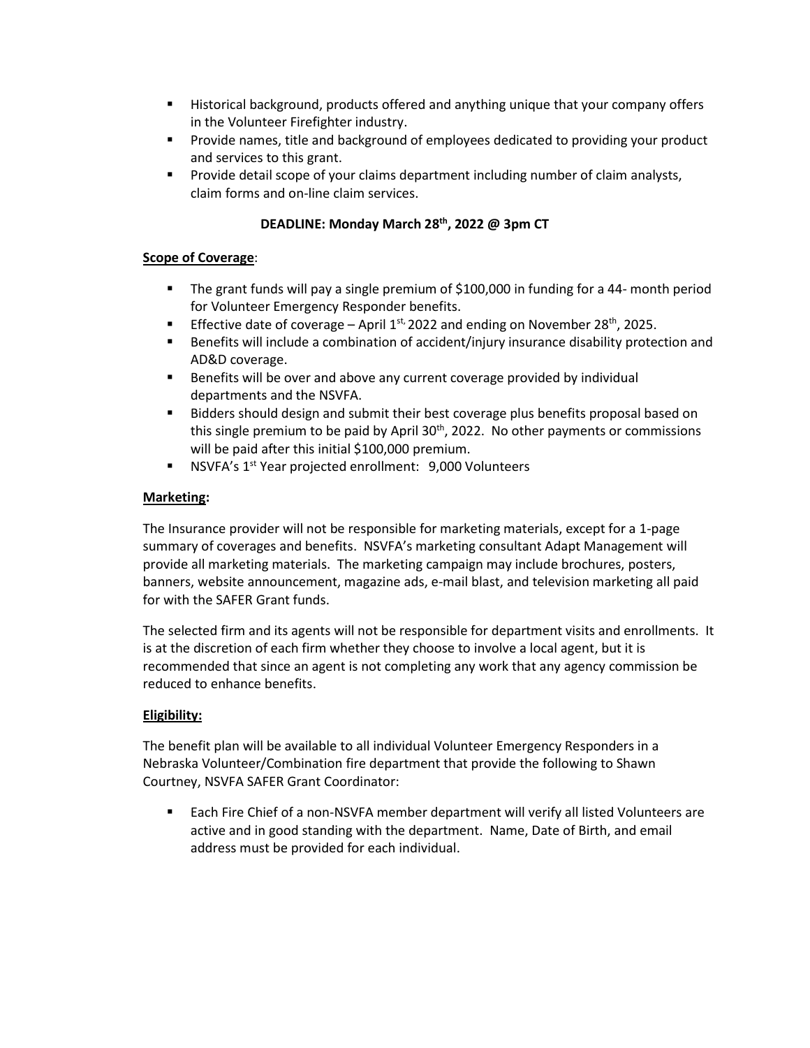- Historical background, products offered and anything unique that your company offers in the Volunteer Firefighter industry.
- Provide names, title and background of employees dedicated to providing your product and services to this grant.
- Provide detail scope of your claims department including number of claim analysts, claim forms and on-line claim services.

**DEADLINE: Monday March 28th, 2022 @ 3pm CT**

**Scope of Coverage**:

- The grant funds will pay a single premium of $100,000 in funding for a 44- month period for Volunteer Emergency Responder benefits.
- Effective date of coverage – April 1st, 2022 and ending on November 28th, 2025.
- Benefits will include a combination of accident/injury insurance disability protection and AD&D coverage.
- Benefits will be over and above any current coverage provided by individual departments and the NSVFA.
- Bidders should design and submit their best coverage plus benefits proposal based on this single premium to be paid by April 30th, 2022. No other payments or commissions will be paid after this initial $100,000 premium.
- NSVFA's 1st Year projected enrollment: 9,000 Volunteers

**Marketing:**

The Insurance provider will not be responsible for marketing materials, except for a 1-page summary of coverages and benefits. NSVFA's marketing consultant Adapt Management will provide all marketing materials. The marketing campaign may include brochures, posters, banners, website announcement, magazine ads, e-mail blast, and television marketing all paid for with the SAFER Grant funds.

The selected firm and its agents will not be responsible for department visits and enrollments. It is at the discretion of each firm whether they choose to involve a local agent, but it is recommended that since an agent is not completing any work that any agency commission be reduced to enhance benefits.

**Eligibility:**

The benefit plan will be available to all individual Volunteer Emergency Responders in a Nebraska Volunteer/Combination fire department that provide the following to Shawn Courtney, NSVFA SAFER Grant Coordinator:

- Each Fire Chief of a non-NSVFA member department will verify all listed Volunteers are active and in good standing with the department. Name, Date of Birth, and email address must be provided for each individual.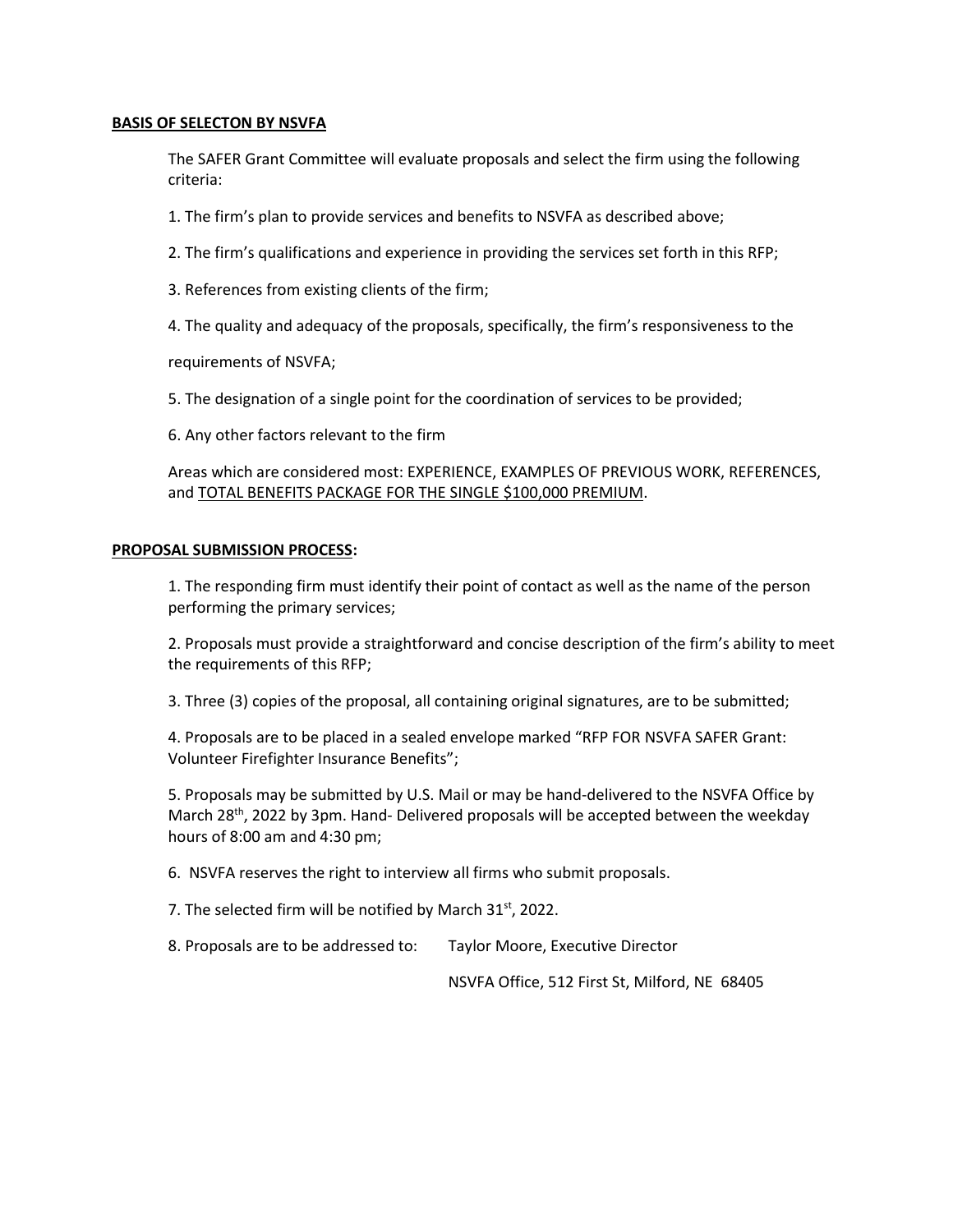**BASIS OF SELECTON BY NSVFA**

The SAFER Grant Committee will evaluate proposals and select the firm using the following criteria:

1. The firm's plan to provide services and benefits to NSVFA as described above;

2. The firm's qualifications and experience in providing the services set forth in this RFP;

3. References from existing clients of the firm;

4. The quality and adequacy of the proposals, specifically, the firm's responsiveness to the requirements of NSVFA;

5. The designation of a single point for the coordination of services to be provided;

6. Any other factors relevant to the firm

Areas which are considered most: EXPERIENCE, EXAMPLES OF PREVIOUS WORK, REFERENCES, and <u>TOTAL BENEFITS PACKAGE FOR THE SINGLE $100,000 PREMIUM</u>.

**PROPOSAL SUBMISSION PROCESS:**

1. The responding firm must identify their point of contact as well as the name of the person performing the primary services;

2. Proposals must provide a straightforward and concise description of the firm's ability to meet the requirements of this RFP;

3. Three (3) copies of the proposal, all containing original signatures, are to be submitted;

4. Proposals are to be placed in a sealed envelope marked "RFP FOR NSVFA SAFER Grant: Volunteer Firefighter Insurance Benefits";

5. Proposals may be submitted by U.S. Mail or may be hand-delivered to the NSVFA Office by March 28th, 2022 by 3pm. Hand- Delivered proposals will be accepted between the weekday hours of 8:00 am and 4:30 pm;

6. NSVFA reserves the right to interview all firms who submit proposals.

7. The selected firm will be notified by March 31st, 2022.

8. Proposals are to be addressed to: Taylor Moore, Executive Director
NSVFA Office, 512 First St, Milford, NE 68405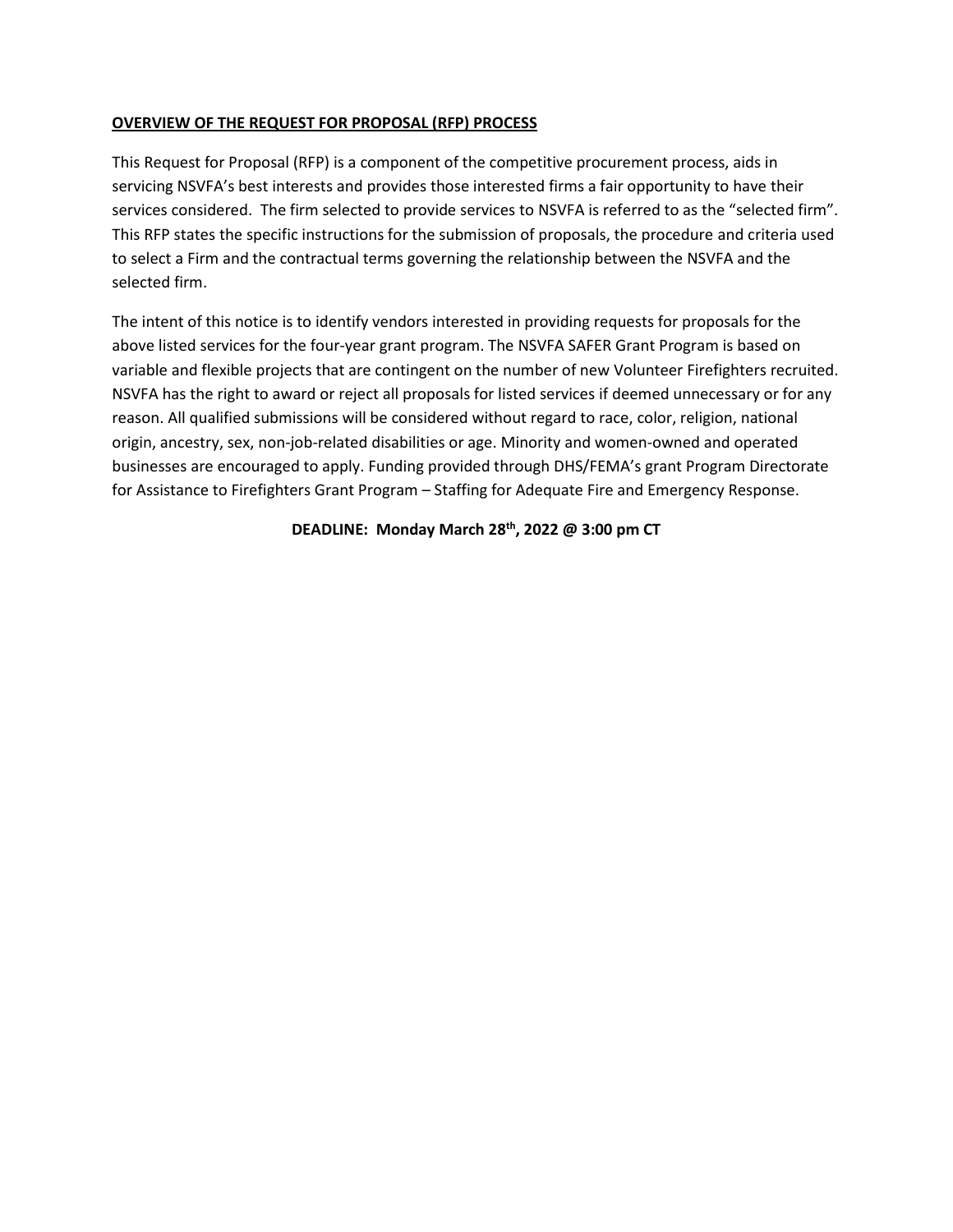## OVERVIEW OF THE REQUEST FOR PROPOSAL (RFP) PROCESS

This Request for Proposal (RFP) is a component of the competitive procurement process, aids in servicing NSVFA's best interests and provides those interested firms a fair opportunity to have their services considered. The firm selected to provide services to NSVFA is referred to as the "selected firm". This RFP states the specific instructions for the submission of proposals, the procedure and criteria used to select a Firm and the contractual terms governing the relationship between the NSVFA and the selected firm.

The intent of this notice is to identify vendors interested in providing requests for proposals for the above listed services for the four-year grant program. The NSVFA SAFER Grant Program is based on variable and flexible projects that are contingent on the number of new Volunteer Firefighters recruited. NSVFA has the right to award or reject all proposals for listed services if deemed unnecessary or for any reason. All qualified submissions will be considered without regard to race, color, religion, national origin, ancestry, sex, non-job-related disabilities or age. Minority and women-owned and operated businesses are encouraged to apply. Funding provided through DHS/FEMA's grant Program Directorate for Assistance to Firefighters Grant Program – Staffing for Adequate Fire and Emergency Response.

**DEADLINE: Monday March 28th, 2022 @ 3:00 pm CT**